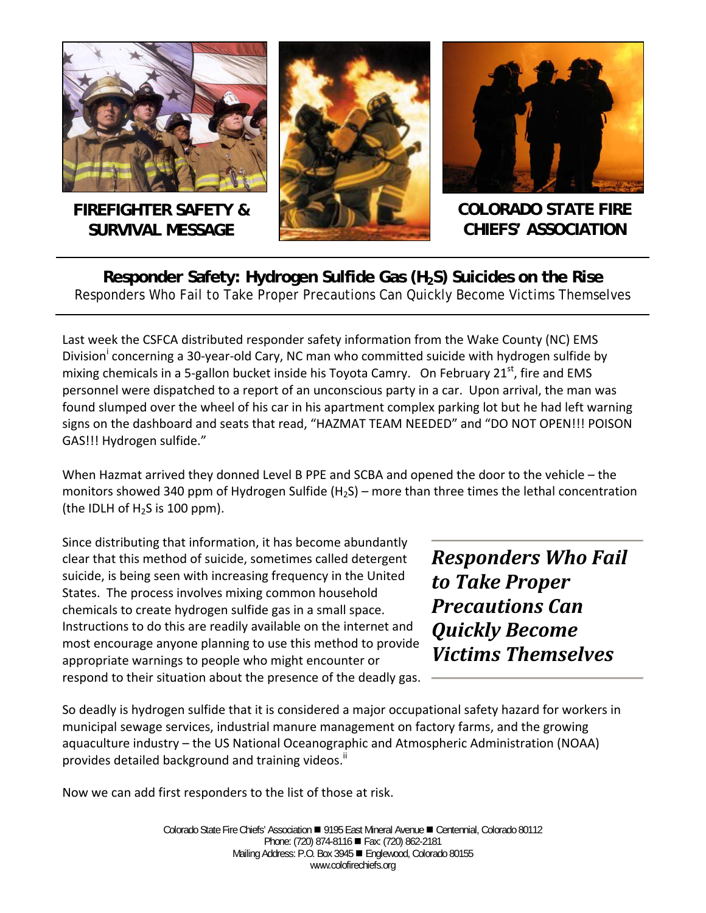**FIREFIGHTER SAFETY & SURVIVAL MESSAGE**

**COLORADO STATE FIRE CHIEFS' ASSOCIATION**

## Responder Safety: Hydrogen Sulfide Gas ($H_2S$) Suicides on the Rise

Responders Who Fail to Take Proper Precautions Can Quickly Become Victims Themselves

Last week the CSFCA distributed responder safety information from the Wake County (NC) EMS Division[i] concerning a 30-year-old Cary, NC man who committed suicide with hydrogen sulfide by mixing chemicals in a 5-gallon bucket inside his Toyota Camry. On February 21st, fire and EMS personnel were dispatched to a report of an unconscious party in a car. Upon arrival, the man was found slumped over the wheel of his car in his apartment complex parking lot but he had left warning signs on the dashboard and seats that read, "HAZMAT TEAM NEEDED" and "DO NOT OPEN!!! POISON GAS!!! Hydrogen sulfide."

When Hazmat arrived they donned Level B PPE and SCBA and opened the door to the vehicle – the monitors showed 340 ppm of Hydrogen Sulfide ($H_2S$) – more than three times the lethal concentration (the IDLH of $H_2S$ is 100 ppm).

Since distributing that information, it has become abundantly clear that this method of suicide, sometimes called detergent suicide, is being seen with increasing frequency in the United States. The process involves mixing common household chemicals to create hydrogen sulfide gas in a small space. Instructions to do this are readily available on the internet and most encourage anyone planning to use this method to provide appropriate warnings to people who might encounter or respond to their situation about the presence of the deadly gas.

> ***Responders Who Fail to Take Proper Precautions Can Quickly Become Victims Themselves***

So deadly is hydrogen sulfide that it is considered a major occupational safety hazard for workers in municipal sewage services, industrial manure management on factory farms, and the growing aquaculture industry – the US National Oceanographic and Atmospheric Administration (NOAA) provides detailed background and training videos.[ii]

Now we can add first responders to the list of those at risk.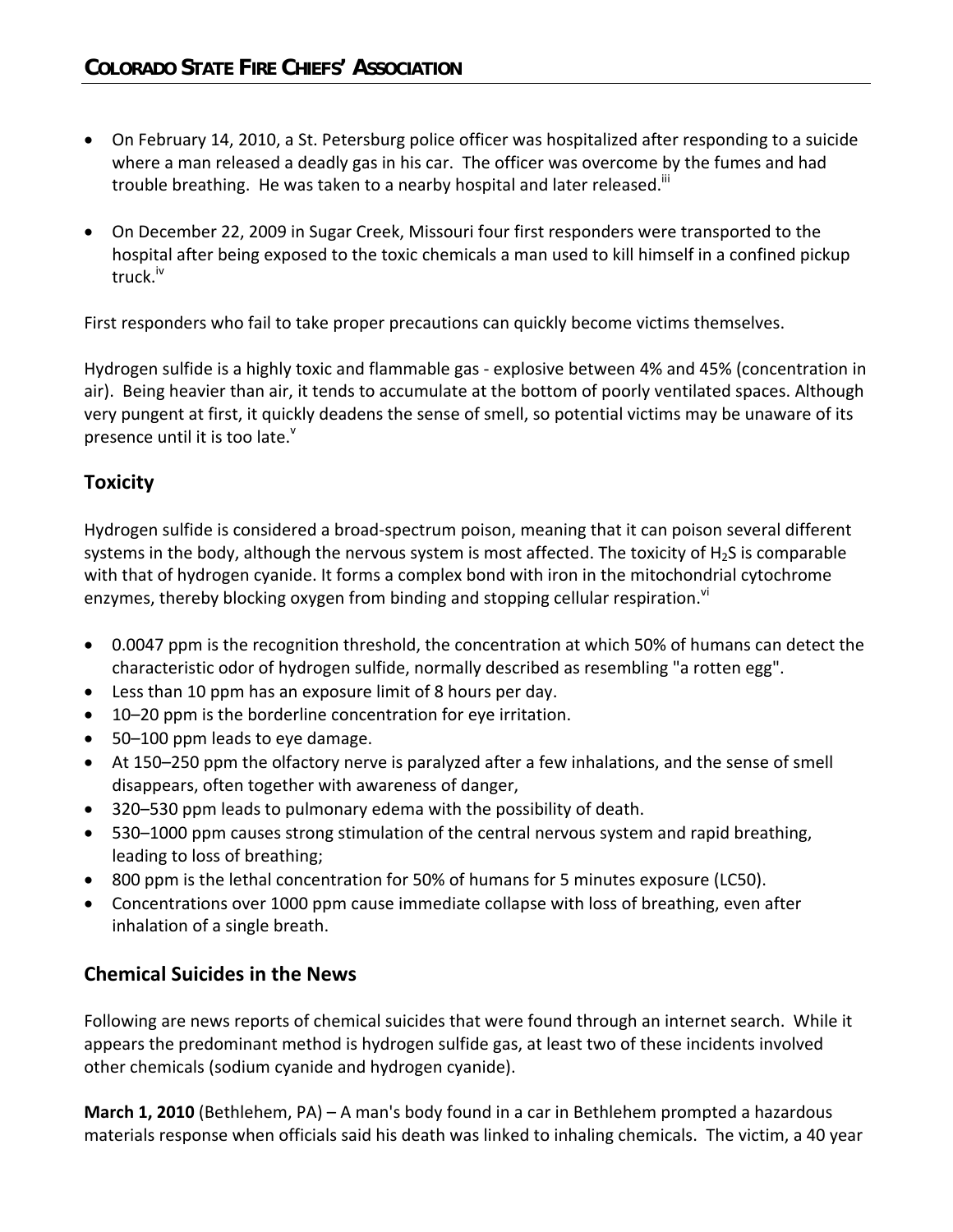- On February 14, 2010, a St. Petersburg police officer was hospitalized after responding to a suicide where a man released a deadly gas in his car. The officer was overcome by the fumes and had trouble breathing. He was taken to a nearby hospital and later released.[iii]
- On December 22, 2009 in Sugar Creek, Missouri four first responders were transported to the hospital after being exposed to the toxic chemicals a man used to kill himself in a confined pickup truck.[iv]

First responders who fail to take proper precautions can quickly become victims themselves.

Hydrogen sulfide is a highly toxic and flammable gas - explosive between 4% and 45% (concentration in air). Being heavier than air, it tends to accumulate at the bottom of poorly ventilated spaces. Although very pungent at first, it quickly deadens the sense of smell, so potential victims may be unaware of its presence until it is too late.[v]

## Toxicity

Hydrogen sulfide is considered a broad-spectrum poison, meaning that it can poison several different systems in the body, although the nervous system is most affected. The toxicity of $H_2S$ is comparable with that of hydrogen cyanide. It forms a complex bond with iron in the mitochondrial cytochrome enzymes, thereby blocking oxygen from binding and stopping cellular respiration.[vi]

- 0.0047 ppm is the recognition threshold, the concentration at which 50% of humans can detect the characteristic odor of hydrogen sulfide, normally described as resembling "a rotten egg".
- Less than 10 ppm has an exposure limit of 8 hours per day.
- 10–20 ppm is the borderline concentration for eye irritation.
- 50–100 ppm leads to eye damage.
- At 150–250 ppm the olfactory nerve is paralyzed after a few inhalations, and the sense of smell disappears, often together with awareness of danger,
- 320–530 ppm leads to pulmonary edema with the possibility of death.
- 530–1000 ppm causes strong stimulation of the central nervous system and rapid breathing, leading to loss of breathing;
- 800 ppm is the lethal concentration for 50% of humans for 5 minutes exposure (LC50).
- Concentrations over 1000 ppm cause immediate collapse with loss of breathing, even after inhalation of a single breath.

## Chemical Suicides in the News

Following are news reports of chemical suicides that were found through an internet search. While it appears the predominant method is hydrogen sulfide gas, at least two of these incidents involved other chemicals (sodium cyanide and hydrogen cyanide).

**March 1, 2010** (Bethlehem, PA) – A man's body found in a car in Bethlehem prompted a hazardous materials response when officials said his death was linked to inhaling chemicals. The victim, a 40 year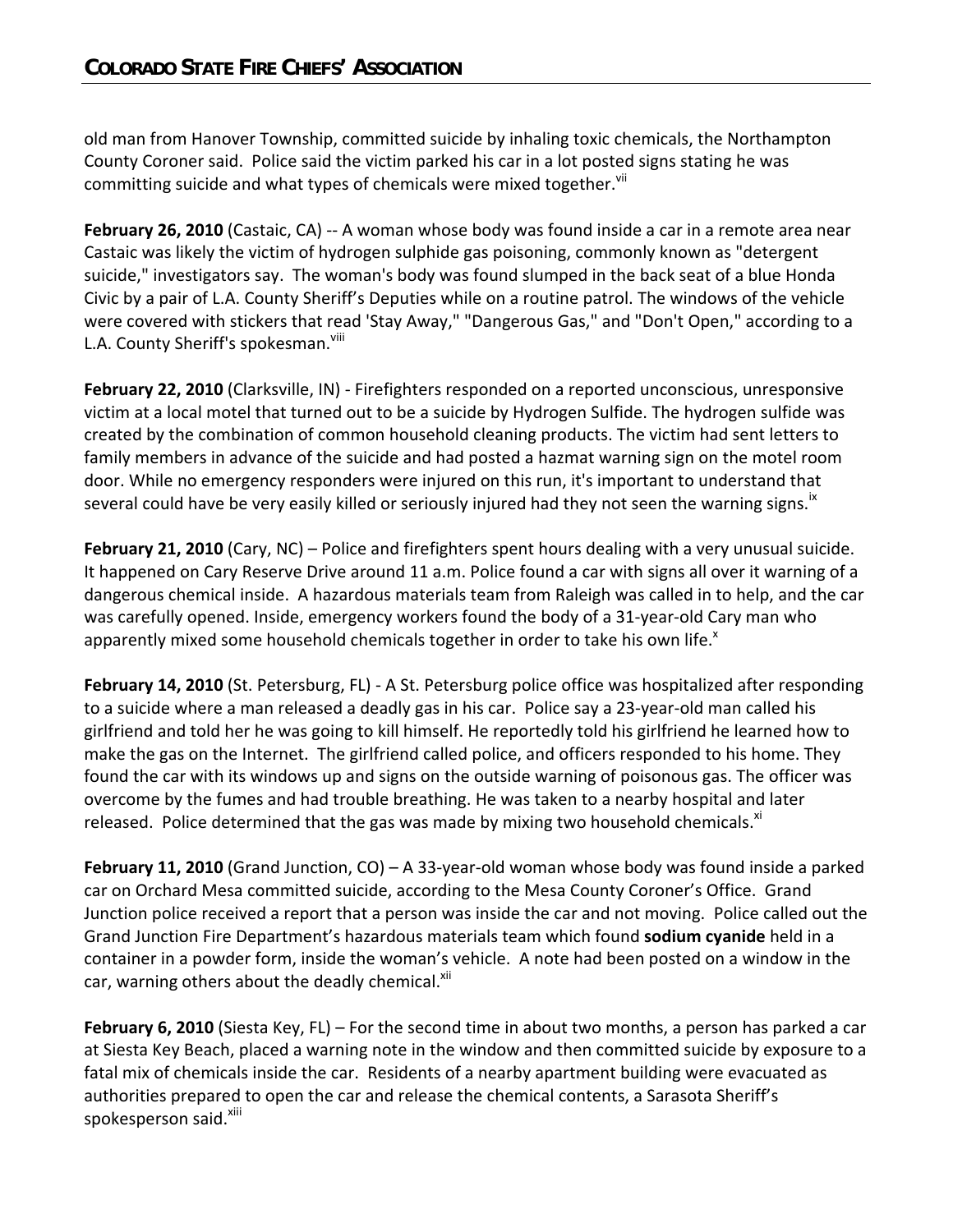old man from Hanover Township, committed suicide by inhaling toxic chemicals, the Northampton County Coroner said. Police said the victim parked his car in a lot posted signs stating he was committing suicide and what types of chemicals were mixed together.[vii]

**February 26, 2010** (Castaic, CA) -- A woman whose body was found inside a car in a remote area near Castaic was likely the victim of hydrogen sulphide gas poisoning, commonly known as "detergent suicide," investigators say. The woman's body was found slumped in the back seat of a blue Honda Civic by a pair of L.A. County Sheriff's Deputies while on a routine patrol. The windows of the vehicle were covered with stickers that read 'Stay Away," "Dangerous Gas," and "Don't Open," according to a L.A. County Sheriff's spokesman.[viii]

**February 22, 2010** (Clarksville, IN) - Firefighters responded on a reported unconscious, unresponsive victim at a local motel that turned out to be a suicide by Hydrogen Sulfide. The hydrogen sulfide was created by the combination of common household cleaning products. The victim had sent letters to family members in advance of the suicide and had posted a hazmat warning sign on the motel room door. While no emergency responders were injured on this run, it's important to understand that several could have be very easily killed or seriously injured had they not seen the warning signs.[ix]

**February 21, 2010** (Cary, NC) – Police and firefighters spent hours dealing with a very unusual suicide. It happened on Cary Reserve Drive around 11 a.m. Police found a car with signs all over it warning of a dangerous chemical inside. A hazardous materials team from Raleigh was called in to help, and the car was carefully opened. Inside, emergency workers found the body of a 31-year-old Cary man who apparently mixed some household chemicals together in order to take his own life.[x]

**February 14, 2010** (St. Petersburg, FL) - A St. Petersburg police office was hospitalized after responding to a suicide where a man released a deadly gas in his car. Police say a 23-year-old man called his girlfriend and told her he was going to kill himself. He reportedly told his girlfriend he learned how to make the gas on the Internet. The girlfriend called police, and officers responded to his home. They found the car with its windows up and signs on the outside warning of poisonous gas. The officer was overcome by the fumes and had trouble breathing. He was taken to a nearby hospital and later released. Police determined that the gas was made by mixing two household chemicals.[xi]

**February 11, 2010** (Grand Junction, CO) – A 33-year-old woman whose body was found inside a parked car on Orchard Mesa committed suicide, according to the Mesa County Coroner's Office. Grand Junction police received a report that a person was inside the car and not moving. Police called out the Grand Junction Fire Department's hazardous materials team which found **sodium cyanide** held in a container in a powder form, inside the woman's vehicle. A note had been posted on a window in the car, warning others about the deadly chemical.[xii]

**February 6, 2010** (Siesta Key, FL) – For the second time in about two months, a person has parked a car at Siesta Key Beach, placed a warning note in the window and then committed suicide by exposure to a fatal mix of chemicals inside the car. Residents of a nearby apartment building were evacuated as authorities prepared to open the car and release the chemical contents, a Sarasota Sheriff's spokesperson said.[xiii]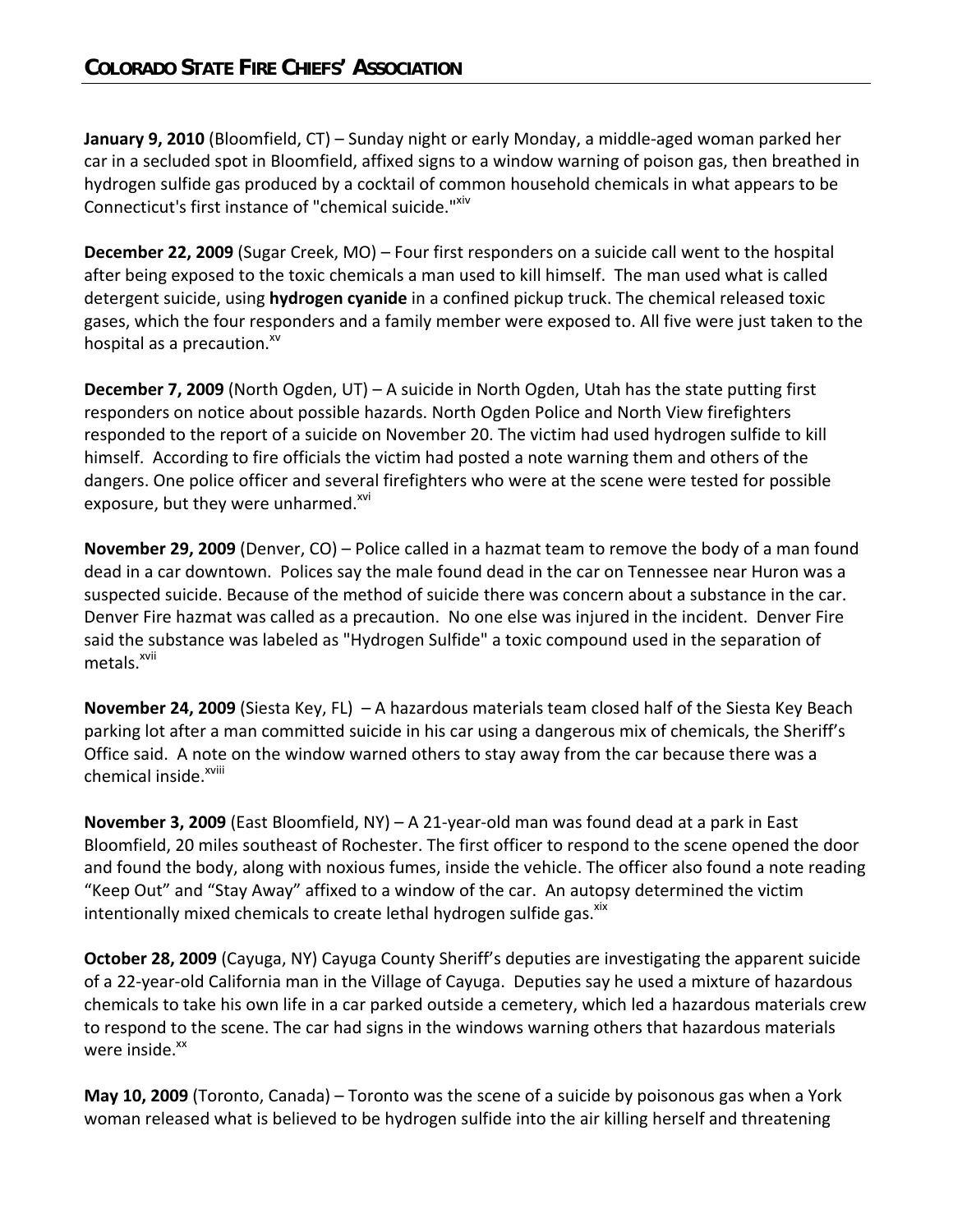**January 9, 2010** (Bloomfield, CT) – Sunday night or early Monday, a middle-aged woman parked her car in a secluded spot in Bloomfield, affixed signs to a window warning of poison gas, then breathed in hydrogen sulfide gas produced by a cocktail of common household chemicals in what appears to be Connecticut's first instance of "chemical suicide."[xiv]

**December 22, 2009** (Sugar Creek, MO) – Four first responders on a suicide call went to the hospital after being exposed to the toxic chemicals a man used to kill himself. The man used what is called detergent suicide, using **hydrogen cyanide** in a confined pickup truck. The chemical released toxic gases, which the four responders and a family member were exposed to. All five were just taken to the hospital as a precaution.[xv]

**December 7, 2009** (North Ogden, UT) – A suicide in North Ogden, Utah has the state putting first responders on notice about possible hazards. North Ogden Police and North View firefighters responded to the report of a suicide on November 20. The victim had used hydrogen sulfide to kill himself. According to fire officials the victim had posted a note warning them and others of the dangers. One police officer and several firefighters who were at the scene were tested for possible exposure, but they were unharmed.[xvi]

**November 29, 2009** (Denver, CO) – Police called in a hazmat team to remove the body of a man found dead in a car downtown. Polices say the male found dead in the car on Tennessee near Huron was a suspected suicide. Because of the method of suicide there was concern about a substance in the car. Denver Fire hazmat was called as a precaution. No one else was injured in the incident. Denver Fire said the substance was labeled as "Hydrogen Sulfide" a toxic compound used in the separation of metals.[xvii]

**November 24, 2009** (Siesta Key, FL) – A hazardous materials team closed half of the Siesta Key Beach parking lot after a man committed suicide in his car using a dangerous mix of chemicals, the Sheriff's Office said. A note on the window warned others to stay away from the car because there was a chemical inside.[xviii]

**November 3, 2009** (East Bloomfield, NY) – A 21-year-old man was found dead at a park in East Bloomfield, 20 miles southeast of Rochester. The first officer to respond to the scene opened the door and found the body, along with noxious fumes, inside the vehicle. The officer also found a note reading "Keep Out" and "Stay Away" affixed to a window of the car. An autopsy determined the victim intentionally mixed chemicals to create lethal hydrogen sulfide gas.[xix]

**October 28, 2009** (Cayuga, NY) Cayuga County Sheriff's deputies are investigating the apparent suicide of a 22-year-old California man in the Village of Cayuga. Deputies say he used a mixture of hazardous chemicals to take his own life in a car parked outside a cemetery, which led a hazardous materials crew to respond to the scene. The car had signs in the windows warning others that hazardous materials were inside.[xx]

**May 10, 2009** (Toronto, Canada) – Toronto was the scene of a suicide by poisonous gas when a York woman released what is believed to be hydrogen sulfide into the air killing herself and threatening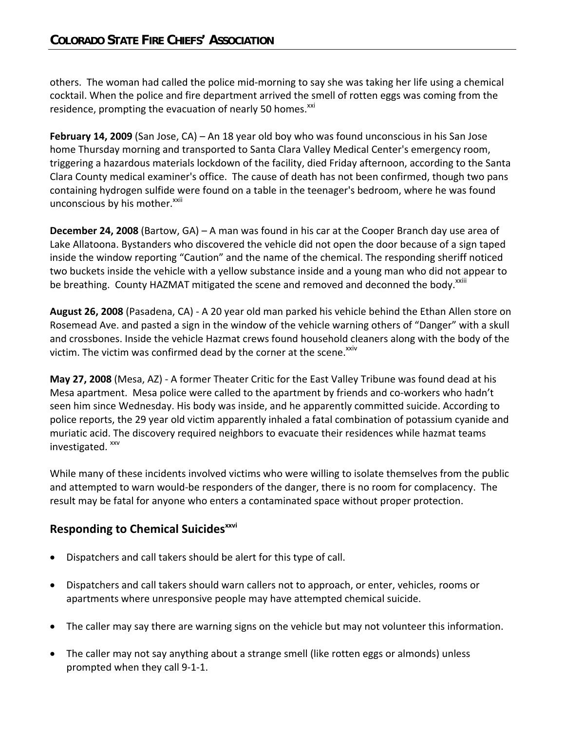others. The woman had called the police mid-morning to say she was taking her life using a chemical cocktail. When the police and fire department arrived the smell of rotten eggs was coming from the residence, prompting the evacuation of nearly 50 homes.[xxi]

**February 14, 2009** (San Jose, CA) – An 18 year old boy who was found unconscious in his San Jose home Thursday morning and transported to Santa Clara Valley Medical Center's emergency room, triggering a hazardous materials lockdown of the facility, died Friday afternoon, according to the Santa Clara County medical examiner's office. The cause of death has not been confirmed, though two pans containing hydrogen sulfide were found on a table in the teenager's bedroom, where he was found unconscious by his mother.[xxii]

**December 24, 2008** (Bartow, GA) – A man was found in his car at the Cooper Branch day use area of Lake Allatoona. Bystanders who discovered the vehicle did not open the door because of a sign taped inside the window reporting "Caution" and the name of the chemical. The responding sheriff noticed two buckets inside the vehicle with a yellow substance inside and a young man who did not appear to be breathing. County HAZMAT mitigated the scene and removed and deconned the body.[xxiii]

**August 26, 2008** (Pasadena, CA) - A 20 year old man parked his vehicle behind the Ethan Allen store on Rosemead Ave. and pasted a sign in the window of the vehicle warning others of "Danger" with a skull and crossbones. Inside the vehicle Hazmat crews found household cleaners along with the body of the victim. The victim was confirmed dead by the corner at the scene.[xxiv]

**May 27, 2008** (Mesa, AZ) - A former Theater Critic for the East Valley Tribune was found dead at his Mesa apartment. Mesa police were called to the apartment by friends and co-workers who hadn't seen him since Wednesday. His body was inside, and he apparently committed suicide. According to police reports, the 29 year old victim apparently inhaled a fatal combination of potassium cyanide and muriatic acid. The discovery required neighbors to evacuate their residences while hazmat teams investigated. [xxv]

While many of these incidents involved victims who were willing to isolate themselves from the public and attempted to warn would-be responders of the danger, there is no room for complacency. The result may be fatal for anyone who enters a contaminated space without proper protection.

## Responding to Chemical Suicides[xxvi]

- Dispatchers and call takers should be alert for this type of call.
- Dispatchers and call takers should warn callers not to approach, or enter, vehicles, rooms or apartments where unresponsive people may have attempted chemical suicide.
- The caller may say there are warning signs on the vehicle but may not volunteer this information.
- The caller may not say anything about a strange smell (like rotten eggs or almonds) unless prompted when they call 9-1-1.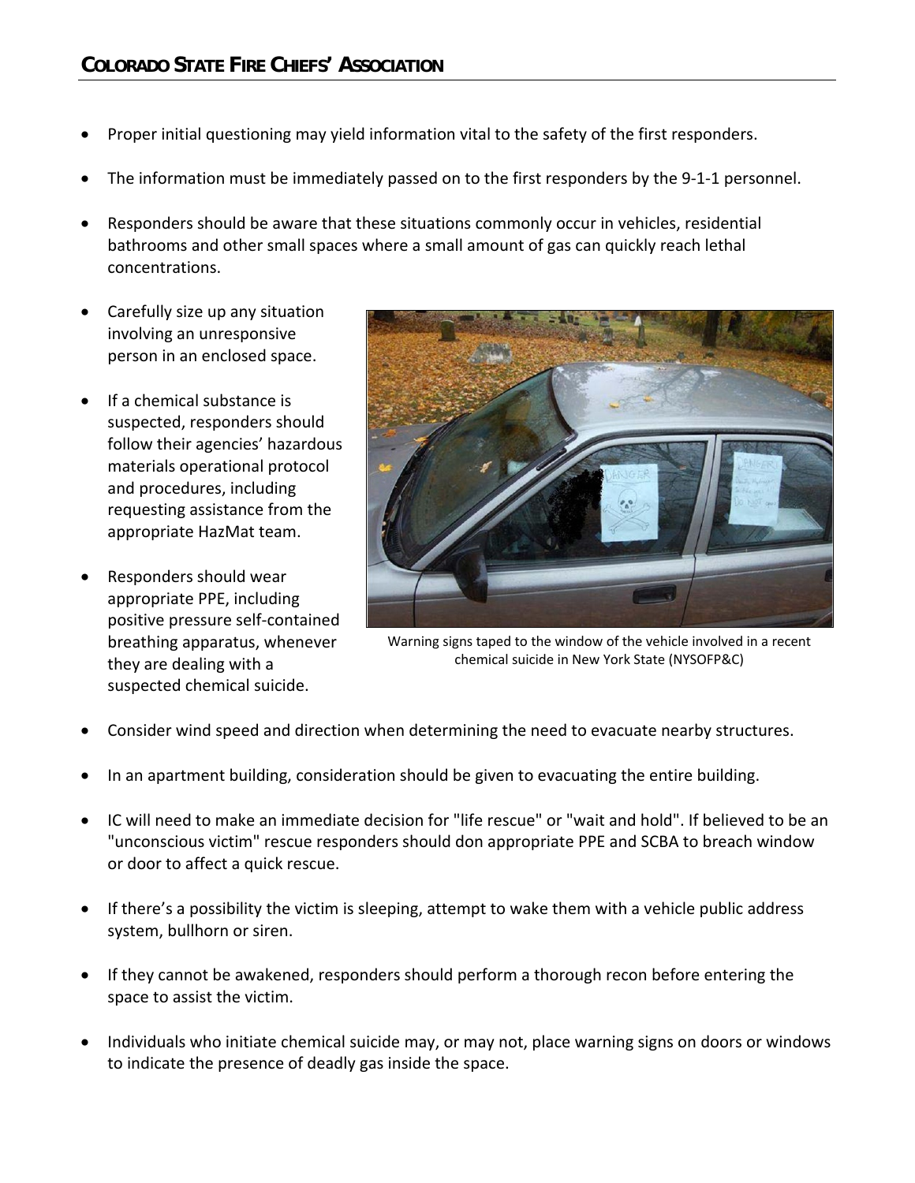- Proper initial questioning may yield information vital to the safety of the first responders.
- The information must be immediately passed on to the first responders by the 9-1-1 personnel.
- Responders should be aware that these situations commonly occur in vehicles, residential bathrooms and other small spaces where a small amount of gas can quickly reach lethal concentrations.
- Carefully size up any situation involving an unresponsive person in an enclosed space.
- If a chemical substance is suspected, responders should follow their agencies' hazardous materials operational protocol and procedures, including requesting assistance from the appropriate HazMat team.
- Responders should wear appropriate PPE, including positive pressure self-contained breathing apparatus, whenever they are dealing with a suspected chemical suicide.

Warning signs taped to the window of the vehicle involved in a recent chemical suicide in New York State (NYSOFP&C)

- Consider wind speed and direction when determining the need to evacuate nearby structures.
- In an apartment building, consideration should be given to evacuating the entire building.
- IC will need to make an immediate decision for "life rescue" or "wait and hold". If believed to be an "unconscious victim" rescue responders should don appropriate PPE and SCBA to breach window or door to affect a quick rescue.
- If there's a possibility the victim is sleeping, attempt to wake them with a vehicle public address system, bullhorn or siren.
- If they cannot be awakened, responders should perform a thorough recon before entering the space to assist the victim.
- Individuals who initiate chemical suicide may, or may not, place warning signs on doors or windows to indicate the presence of deadly gas inside the space.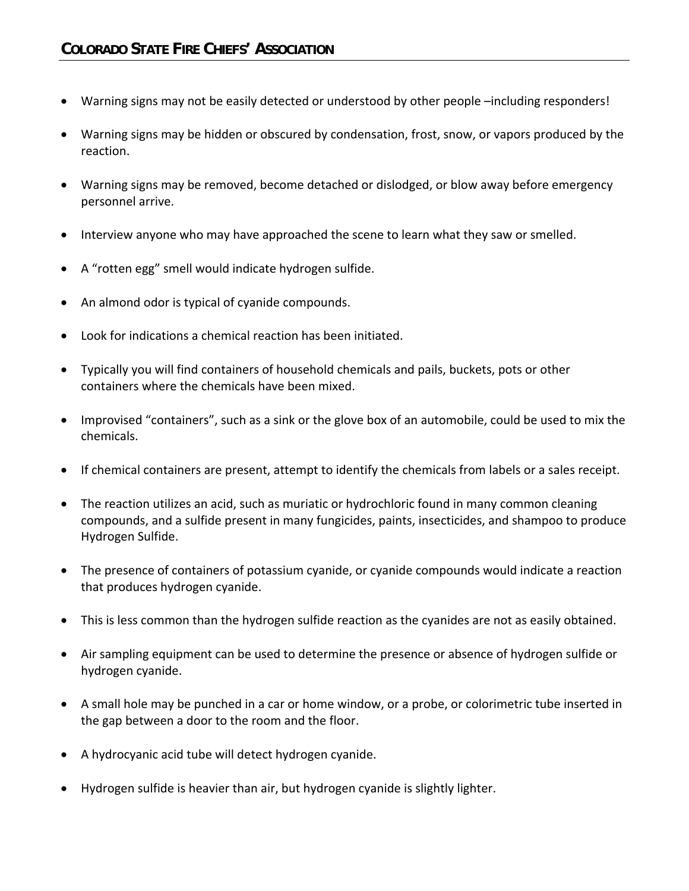- Warning signs may not be easily detected or understood by other people –including responders!
- Warning signs may be hidden or obscured by condensation, frost, snow, or vapors produced by the reaction.
- Warning signs may be removed, become detached or dislodged, or blow away before emergency personnel arrive.
- Interview anyone who may have approached the scene to learn what they saw or smelled.
- A “rotten egg” smell would indicate hydrogen sulfide.
- An almond odor is typical of cyanide compounds.
- Look for indications a chemical reaction has been initiated.
- Typically you will find containers of household chemicals and pails, buckets, pots or other containers where the chemicals have been mixed.
- Improvised “containers”, such as a sink or the glove box of an automobile, could be used to mix the chemicals.
- If chemical containers are present, attempt to identify the chemicals from labels or a sales receipt.
- The reaction utilizes an acid, such as muriatic or hydrochloric found in many common cleaning compounds, and a sulfide present in many fungicides, paints, insecticides, and shampoo to produce Hydrogen Sulfide.
- The presence of containers of potassium cyanide, or cyanide compounds would indicate a reaction that produces hydrogen cyanide.
- This is less common than the hydrogen sulfide reaction as the cyanides are not as easily obtained.
- Air sampling equipment can be used to determine the presence or absence of hydrogen sulfide or hydrogen cyanide.
- A small hole may be punched in a car or home window, or a probe, or colorimetric tube inserted in the gap between a door to the room and the floor.
- A hydrocyanic acid tube will detect hydrogen cyanide.
- Hydrogen sulfide is heavier than air, but hydrogen cyanide is slightly lighter.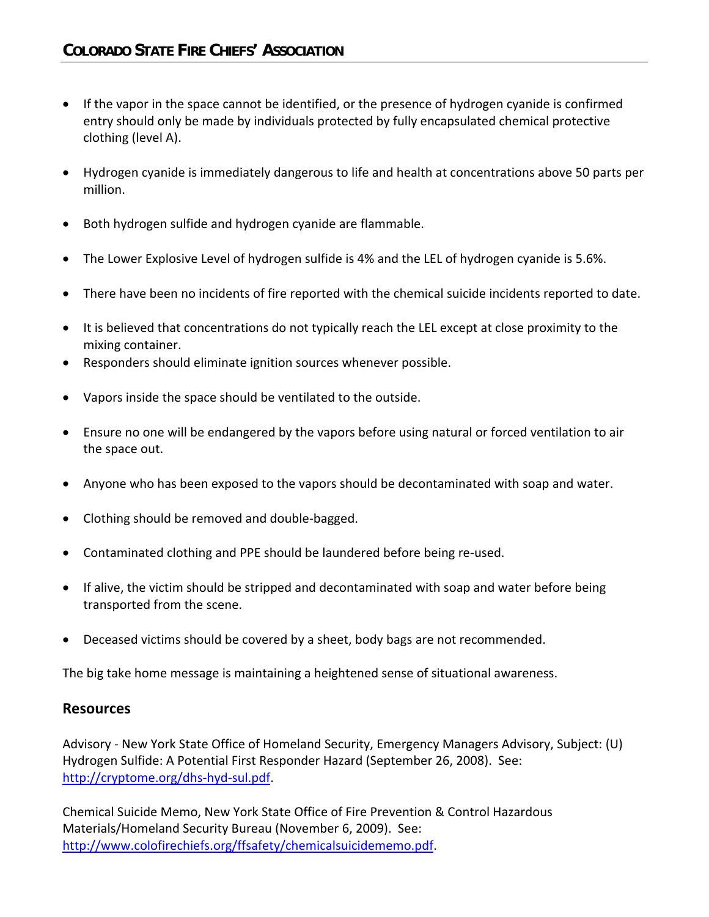- If the vapor in the space cannot be identified, or the presence of hydrogen cyanide is confirmed entry should only be made by individuals protected by fully encapsulated chemical protective clothing (level A).

- Hydrogen cyanide is immediately dangerous to life and health at concentrations above 50 parts per million.

- Both hydrogen sulfide and hydrogen cyanide are flammable.

- The Lower Explosive Level of hydrogen sulfide is 4% and the LEL of hydrogen cyanide is 5.6%.

- There have been no incidents of fire reported with the chemical suicide incidents reported to date.

- It is believed that concentrations do not typically reach the LEL except at close proximity to the mixing container.
- Responders should eliminate ignition sources whenever possible.

- Vapors inside the space should be ventilated to the outside.

- Ensure no one will be endangered by the vapors before using natural or forced ventilation to air the space out.

- Anyone who has been exposed to the vapors should be decontaminated with soap and water.

- Clothing should be removed and double-bagged.

- Contaminated clothing and PPE should be laundered before being re-used.

- If alive, the victim should be stripped and decontaminated with soap and water before being transported from the scene.

- Deceased victims should be covered by a sheet, body bags are not recommended.

The big take home message is maintaining a heightened sense of situational awareness.

## Resources

Advisory - New York State Office of Homeland Security, Emergency Managers Advisory, Subject: (U) Hydrogen Sulfide: A Potential First Responder Hazard (September 26, 2008). See: http://cryptome.org/dhs-hyd-sul.pdf.

Chemical Suicide Memo, New York State Office of Fire Prevention & Control Hazardous Materials/Homeland Security Bureau (November 6, 2009). See: http://www.colofirechiefs.org/ffsafety/chemicalsuicidememo.pdf.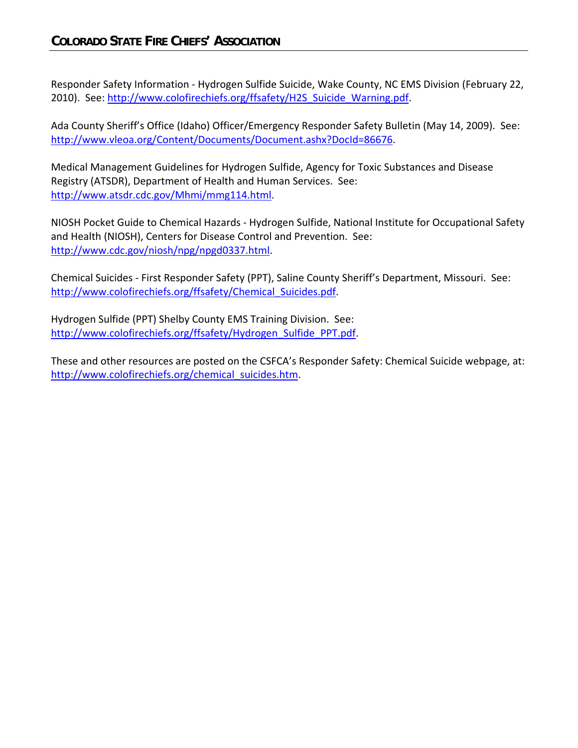Responder Safety Information - Hydrogen Sulfide Suicide, Wake County, NC EMS Division (February 22, 2010). See: http://www.colofirechiefs.org/ffsafety/H2S_Suicide_Warning.pdf.

Ada County Sheriff's Office (Idaho) Officer/Emergency Responder Safety Bulletin (May 14, 2009). See: http://www.vleoa.org/Content/Documents/Document.ashx?DocId=86676.

Medical Management Guidelines for Hydrogen Sulfide, Agency for Toxic Substances and Disease Registry (ATSDR), Department of Health and Human Services. See: http://www.atsdr.cdc.gov/Mhmi/mmg114.html.

NIOSH Pocket Guide to Chemical Hazards - Hydrogen Sulfide, National Institute for Occupational Safety and Health (NIOSH), Centers for Disease Control and Prevention. See: http://www.cdc.gov/niosh/npg/npgd0337.html.

Chemical Suicides - First Responder Safety (PPT), Saline County Sheriff's Department, Missouri. See: http://www.colofirechiefs.org/ffsafety/Chemical_Suicides.pdf.

Hydrogen Sulfide (PPT) Shelby County EMS Training Division. See: http://www.colofirechiefs.org/ffsafety/Hydrogen_Sulfide_PPT.pdf.

These and other resources are posted on the CSFCA's Responder Safety: Chemical Suicide webpage, at: http://www.colofirechiefs.org/chemical_suicides.htm.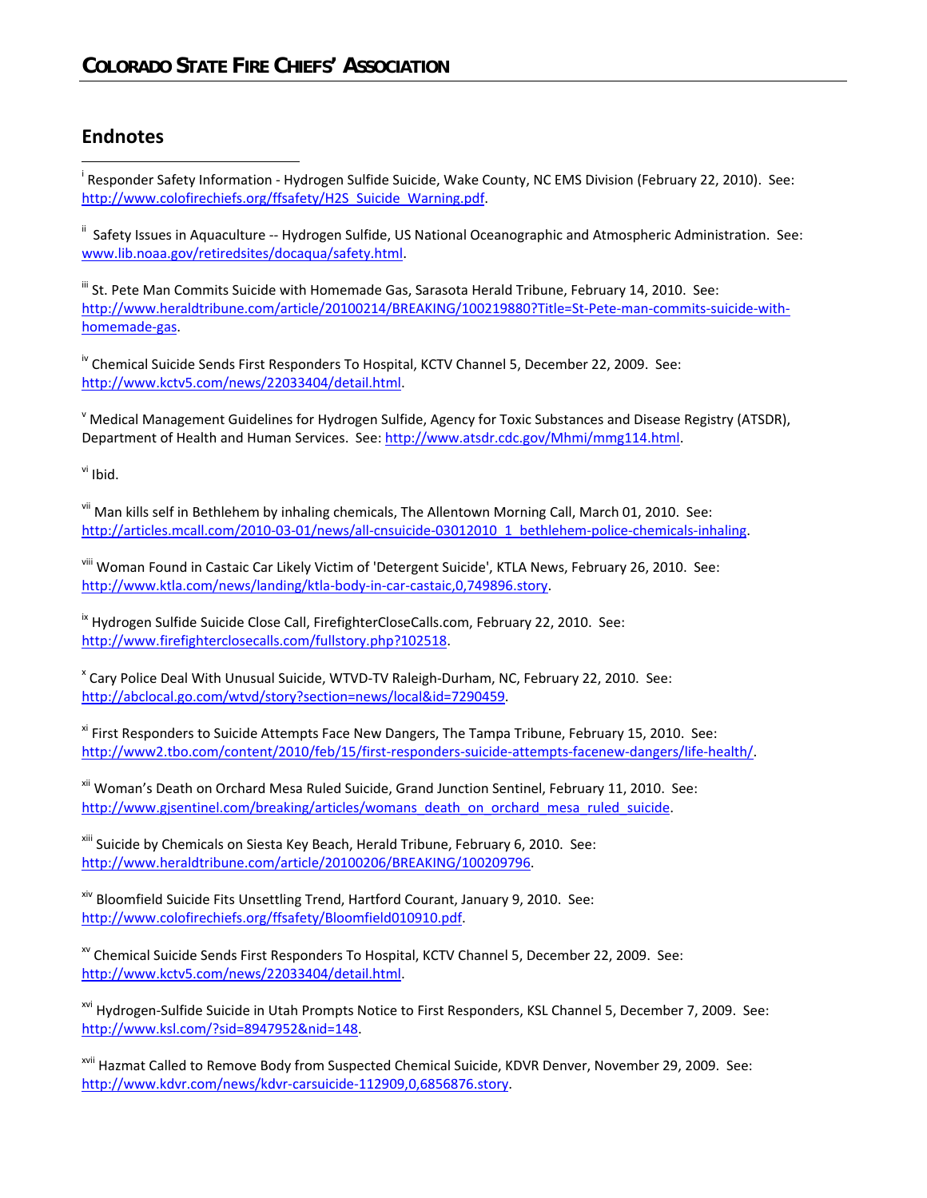## Endnotes

[i] Responder Safety Information - Hydrogen Sulfide Suicide, Wake County, NC EMS Division (February 22, 2010). See: http://www.colofirechiefs.org/ffsafety/H2S_Suicide_Warning.pdf.

[ii] Safety Issues in Aquaculture -- Hydrogen Sulfide, US National Oceanographic and Atmospheric Administration. See: www.lib.noaa.gov/retiredsites/docaqua/safety.html.

[iii] St. Pete Man Commits Suicide with Homemade Gas, Sarasota Herald Tribune, February 14, 2010. See: http://www.heraldtribune.com/article/20100214/BREAKING/100219880?Title=St-Pete-man-commits-suicide-with-homemade-gas.

[iv] Chemical Suicide Sends First Responders To Hospital, KCTV Channel 5, December 22, 2009. See: http://www.kctv5.com/news/22033404/detail.html.

[v] Medical Management Guidelines for Hydrogen Sulfide, Agency for Toxic Substances and Disease Registry (ATSDR), Department of Health and Human Services. See: http://www.atsdr.cdc.gov/Mhmi/mmg114.html.

[vi] Ibid.

[vii] Man kills self in Bethlehem by inhaling chemicals, The Allentown Morning Call, March 01, 2010. See: http://articles.mcall.com/2010-03-01/news/all-cnsuicide-03012010_1_bethlehem-police-chemicals-inhaling.

[viii] Woman Found in Castaic Car Likely Victim of 'Detergent Suicide', KTLA News, February 26, 2010. See: http://www.ktla.com/news/landing/ktla-body-in-car-castaic,0,749896.story.

[ix] Hydrogen Sulfide Suicide Close Call, FirefighterCloseCalls.com, February 22, 2010. See: http://www.firefighterclosecalls.com/fullstory.php?102518.

[x] Cary Police Deal With Unusual Suicide, WTVD-TV Raleigh-Durham, NC, February 22, 2010. See: http://abclocal.go.com/wtvd/story?section=news/local&id=7290459.

[xi] First Responders to Suicide Attempts Face New Dangers, The Tampa Tribune, February 15, 2010. See: http://www2.tbo.com/content/2010/feb/15/first-responders-suicide-attempts-facenew-dangers/life-health/.

[xii] Woman's Death on Orchard Mesa Ruled Suicide, Grand Junction Sentinel, February 11, 2010. See: http://www.gjsentinel.com/breaking/articles/womans_death_on_orchard_mesa_ruled_suicide.

[xiii] Suicide by Chemicals on Siesta Key Beach, Herald Tribune, February 6, 2010. See: http://www.heraldtribune.com/article/20100206/BREAKING/100209796.

[xiv] Bloomfield Suicide Fits Unsettling Trend, Hartford Courant, January 9, 2010. See: http://www.colofirechiefs.org/ffsafety/Bloomfield010910.pdf.

[xv] Chemical Suicide Sends First Responders To Hospital, KCTV Channel 5, December 22, 2009. See: http://www.kctv5.com/news/22033404/detail.html.

[xvi] Hydrogen-Sulfide Suicide in Utah Prompts Notice to First Responders, KSL Channel 5, December 7, 2009. See: http://www.ksl.com/?sid=8947952&nid=148.

[xvii] Hazmat Called to Remove Body from Suspected Chemical Suicide, KDVR Denver, November 29, 2009. See: http://www.kdvr.com/news/kdvr-carsuicide-112909,0,6856876.story.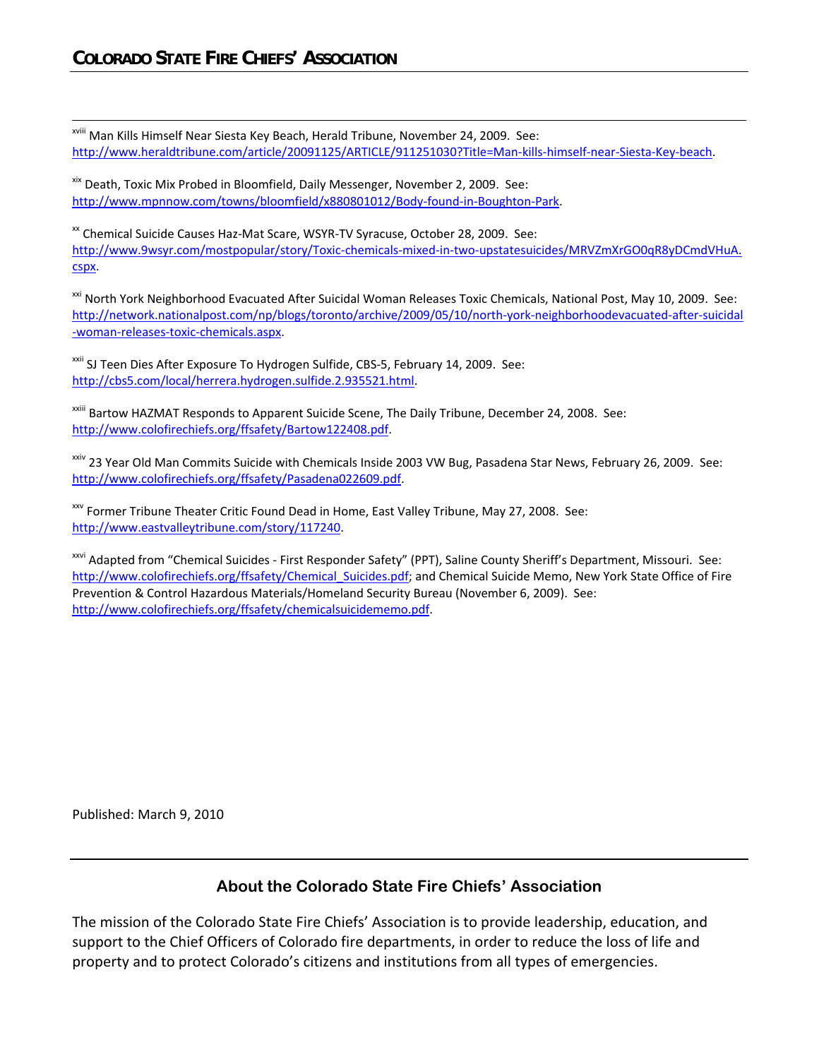[xviii] Man Kills Himself Near Siesta Key Beach, Herald Tribune, November 24, 2009. See: http://www.heraldtribune.com/article/20091125/ARTICLE/911251030?Title=Man-kills-himself-near-Siesta-Key-beach.

[xix] Death, Toxic Mix Probed in Bloomfield, Daily Messenger, November 2, 2009. See: http://www.mpnnow.com/towns/bloomfield/x880801012/Body-found-in-Boughton-Park.

[xx] Chemical Suicide Causes Haz-Mat Scare, WSYR-TV Syracuse, October 28, 2009. See: http://www.9wsyr.com/mostpopular/story/Toxic-chemicals-mixed-in-two-upstatesuicides/MRVZmXrGO0qR8yDCmdVHuA.cspx.

[xxi] North York Neighborhood Evacuated After Suicidal Woman Releases Toxic Chemicals, National Post, May 10, 2009. See: http://network.nationalpost.com/np/blogs/toronto/archive/2009/05/10/north-york-neighborhoodevacuated-after-suicidal-woman-releases-toxic-chemicals.aspx.

[xxii] SJ Teen Dies After Exposure To Hydrogen Sulfide, CBS-5, February 14, 2009. See: http://cbs5.com/local/herrera.hydrogen.sulfide.2.935521.html.

[xxiii] Bartow HAZMAT Responds to Apparent Suicide Scene, The Daily Tribune, December 24, 2008. See: http://www.colofirechiefs.org/ffsafety/Bartow122408.pdf.

[xxiv] 23 Year Old Man Commits Suicide with Chemicals Inside 2003 VW Bug, Pasadena Star News, February 26, 2009. See: http://www.colofirechiefs.org/ffsafety/Pasadena022609.pdf.

[xxv] Former Tribune Theater Critic Found Dead in Home, East Valley Tribune, May 27, 2008. See: http://www.eastvalleytribune.com/story/117240.

[xxvi] Adapted from "Chemical Suicides - First Responder Safety" (PPT), Saline County Sheriff's Department, Missouri. See: http://www.colofirechiefs.org/ffsafety/Chemical_Suicides.pdf; and Chemical Suicide Memo, New York State Office of Fire Prevention & Control Hazardous Materials/Homeland Security Bureau (November 6, 2009). See: http://www.colofirechiefs.org/ffsafety/chemicalsuicidememo.pdf.

Published: March 9, 2010

## About the Colorado State Fire Chiefs' Association

The mission of the Colorado State Fire Chiefs' Association is to provide leadership, education, and support to the Chief Officers of Colorado fire departments, in order to reduce the loss of life and property and to protect Colorado's citizens and institutions from all types of emergencies.